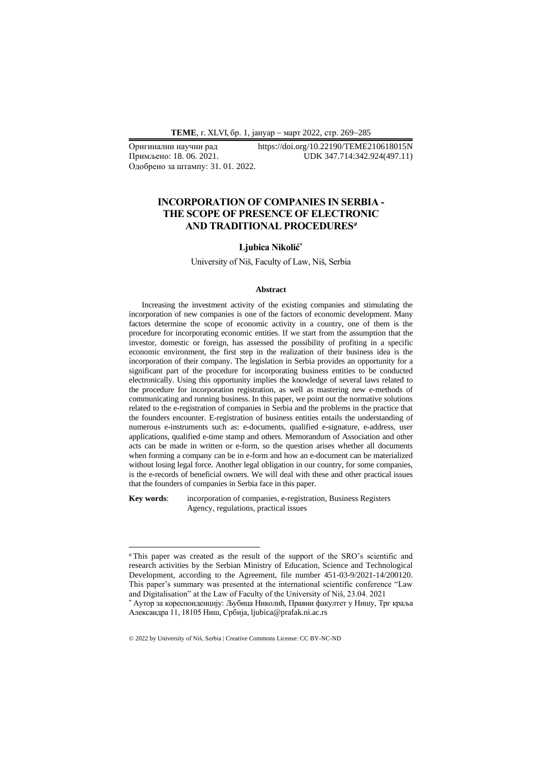Оригинални научни рад https://doi.org/10.22190/TEME210618015N
Примљено: 18. 06. 2021. UDK 347.714:342.924(497.11)
Одобрено за штампу: 31. 01. 2022.

# INCORPORATION OF COMPANIES IN SERBIA - THE SCOPE OF PRESENCE OF ELECTRONIC AND TRADITIONAL PROCEDURES[a]

**Ljubica Nikolić***

University of Niš, Faculty of Law, Niš, Serbia

### Abstract

Increasing the investment activity of the existing companies and stimulating the incorporation of new companies is one of the factors of economic development. Many factors determine the scope of economic activity in a country, one of them is the procedure for incorporating economic entities. If we start from the assumption that the investor, domestic or foreign, has assessed the possibility of profiting in a specific economic environment, the first step in the realization of their business idea is the incorporation of their company. The legislation in Serbia provides an opportunity for a significant part of the procedure for incorporating business entities to be conducted electronically. Using this opportunity implies the knowledge of several laws related to the procedure for incorporation registration, as well as mastering new e-methods of communicating and running business. In this paper, we point out the normative solutions related to the e-registration of companies in Serbia and the problems in the practice that the founders encounter. E-registration of business entities entails the understanding of numerous e-instruments such as: e-documents, qualified e-signature, e-address, user applications, qualified e-time stamp and others. Memorandum of Association and other acts can be made in written or e-form, so the question arises whether all documents when forming a company can be in e-form and how an e-document can be materialized without losing legal force. Another legal obligation in our country, for some companies, is the e-records of beneficial owners. We will deal with these and other practical issues that the founders of companies in Serbia face in this paper.

**Key words**: incorporation of companies, e-registration, Business Registers Agency, regulations, practical issues

---

[a] This paper was created as the result of the support of the SRO's scientific and research activities by the Serbian Ministry of Education, Science and Technological Development, according to the Agreement, file number 451-03-9/2021-14/200120. This paper's summary was presented at the international scientific conference "Law and Digitalisation" at the Law of Faculty of the University of Niš, 23.04. 2021

\* Аутор за кореспонденцију: Љубица Николић, Правни факултет у Нишу, Трг краља Александра 11, 18105 Ниш, Србија, ljubica@prafak.ni.ac.rs

© 2022 by University of Niš, Serbia | Creative Commons License: CC BY-NC-ND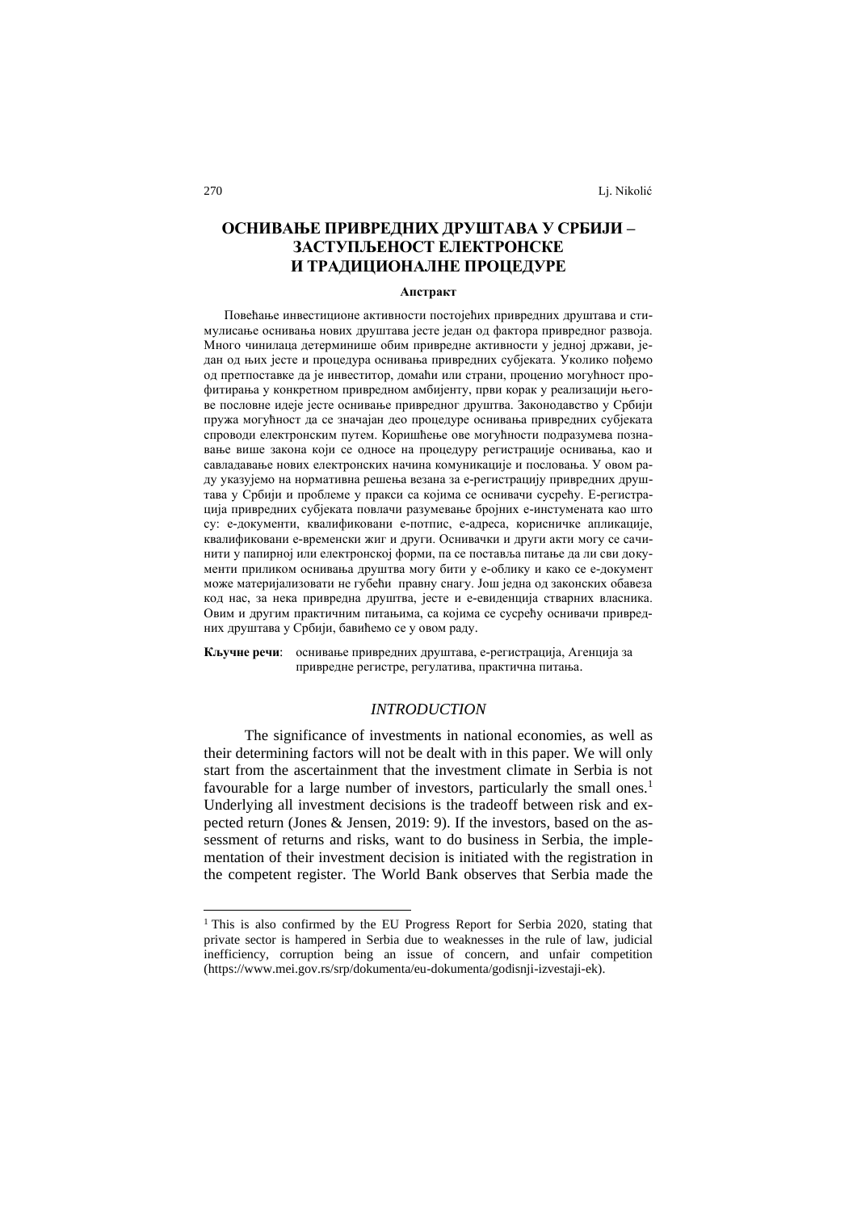# ОСНИВАЊЕ ПРИВРЕДНИХ ДРУШТАВА У СРБИЈИ – ЗАСТУПЉЕНОСТ ЕЛЕКТРОНСКЕ И ТРАДИЦИОНАЛНЕ ПРОЦЕДУРЕ

**Апстракт**

Повећање инвестиционе активности постојећих привредних друштава и стимулисање оснивања нових друштава јесте један од фактора привредног развоја. Много чинилаца детерминише обим привредне активности у једној држави, један од њих јесте и процедура оснивања привредних субјеката. Уколико пођемо од претпоставке да је инвеститор, домаћи или страни, проценио могућност профитирања у конкретном привредном амбијенту, први корак у реализацији његове пословне идеје јесте оснивање привредног друштва. Законодавство у Србији пружа могућност да се значајан део процедуре оснивања привредних субјеката спроводи електронским путем. Коришћење ове могућности подразумева познавање више закона који се односе на процедуру регистрације оснивања, као и савладавање нових електронских начина комуникације и пословања. У овом раду указујемо на нормативна решења везана за е-регистрацију привредних друштава у Србији и проблеме у пракси са којима се оснивачи сусрећу. Е-регистрација привредних субјеката повлачи разумевање бројних е-инстумената као што су: е-документи, квалификовани е-потпис, е-адреса, корисничке апликације, квалификовани е-временски жиг и други. Оснивачки и други акти могу се сачинити у папирној или електронској форми, па се поставља питање да ли сви документи приликом оснивања друштва могу бити у е-облику и како се е-документ може материјализовати не губећи правну снагу. Још једна од законских обавеза код нас, за нека привредна друштва, јесте и е-евиденција стварних власника. Овим и другим практичним питањима, са којима се сусрећу оснивачи привредних друштава у Србији, бавићемо се у овом раду.

**Кључне речи**: оснивање привредних друштава, е-регистрација, Агенција за привредне регистре, регулатива, практична питања.

## *INTRODUCTION*

The significance of investments in national economies, as well as their determining factors will not be dealt with in this paper. We will only start from the ascertainment that the investment climate in Serbia is not favourable for a large number of investors, particularly the small ones.[1] Underlying all investment decisions is the tradeoff between risk and expected return (Jones & Jensen, 2019: 9). If the investors, based on the assessment of returns and risks, want to do business in Serbia, the implementation of their investment decision is initiated with the registration in the competent register. The World Bank observes that Serbia made the

[1] This is also confirmed by the EU Progress Report for Serbia 2020, stating that private sector is hampered in Serbia due to weaknesses in the rule of law, judicial inefficiency, corruption being an issue of concern, and unfair competition (https://www.mei.gov.rs/srp/dokumenta/eu-dokumenta/godisnji-izvestaji-ek).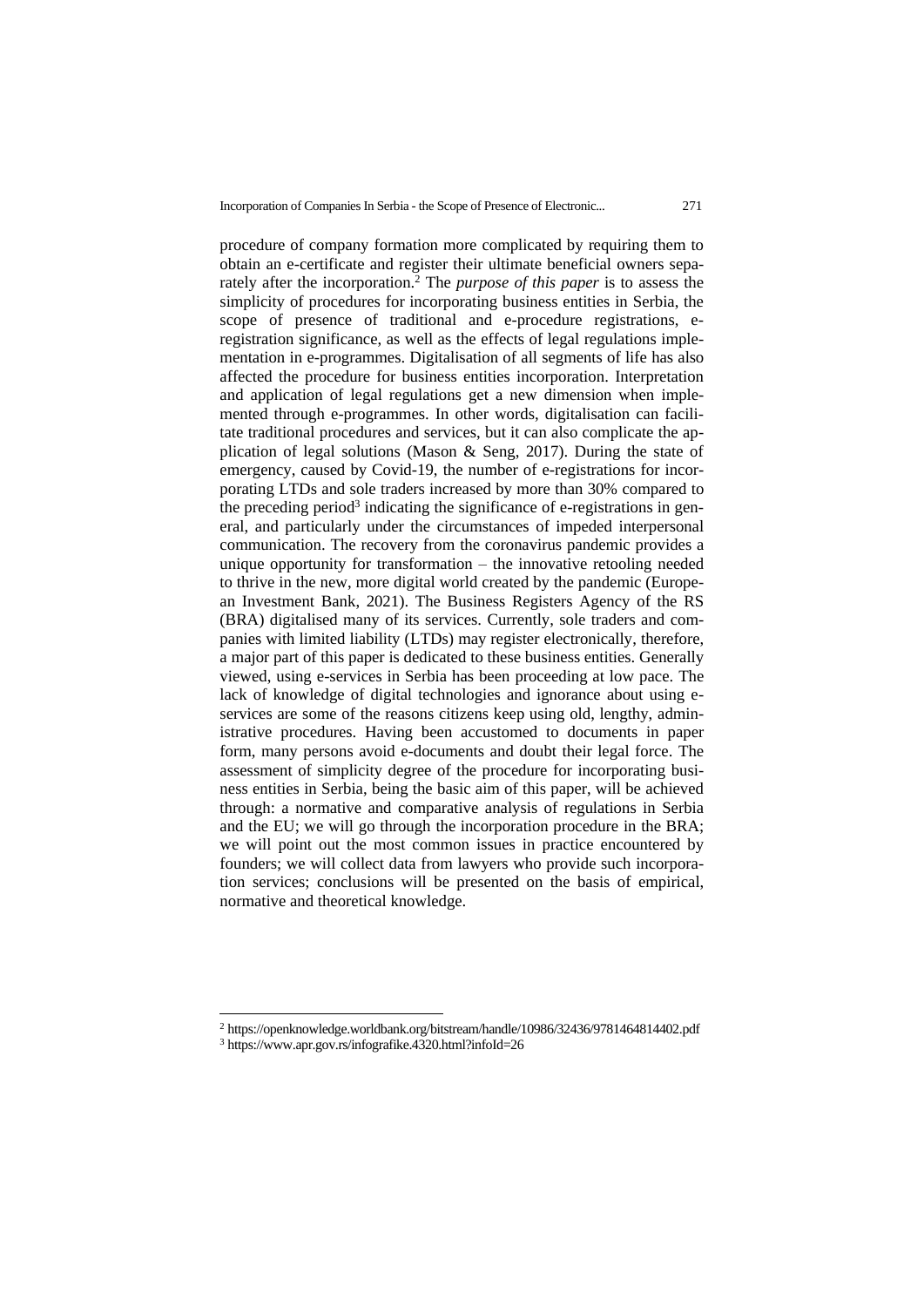procedure of company formation more complicated by requiring them to obtain an e-certificate and register their ultimate beneficial owners separately after the incorporation.[2] The *purpose of this paper* is to assess the simplicity of procedures for incorporating business entities in Serbia, the scope of presence of traditional and e-procedure registrations, e-registration significance, as well as the effects of legal regulations implementation in e-programmes. Digitalisation of all segments of life has also affected the procedure for business entities incorporation. Interpretation and application of legal regulations get a new dimension when implemented through e-programmes. In other words, digitalisation can facilitate traditional procedures and services, but it can also complicate the application of legal solutions (Mason & Seng, 2017). During the state of emergency, caused by Covid-19, the number of e-registrations for incorporating LTDs and sole traders increased by more than 30% compared to the preceding period[3] indicating the significance of e-registrations in general, and particularly under the circumstances of impeded interpersonal communication. The recovery from the coronavirus pandemic provides a unique opportunity for transformation – the innovative retooling needed to thrive in the new, more digital world created by the pandemic (European Investment Bank, 2021). The Business Registers Agency of the RS (BRA) digitalised many of its services. Currently, sole traders and companies with limited liability (LTDs) may register electronically, therefore, a major part of this paper is dedicated to these business entities. Generally viewed, using e-services in Serbia has been proceeding at low pace. The lack of knowledge of digital technologies and ignorance about using e-services are some of the reasons citizens keep using old, lengthy, administrative procedures. Having been accustomed to documents in paper form, many persons avoid e-documents and doubt their legal force. The assessment of simplicity degree of the procedure for incorporating business entities in Serbia, being the basic aim of this paper, will be achieved through: a normative and comparative analysis of regulations in Serbia and the EU; we will go through the incorporation procedure in the BRA; we will point out the most common issues in practice encountered by founders; we will collect data from lawyers who provide such incorporation services; conclusions will be presented on the basis of empirical, normative and theoretical knowledge.

---

[2] https://openknowledge.worldbank.org/bitstream/handle/10986/32436/9781464814402.pdf

[3] https://www.apr.gov.rs/infografike.4320.html?infoId=26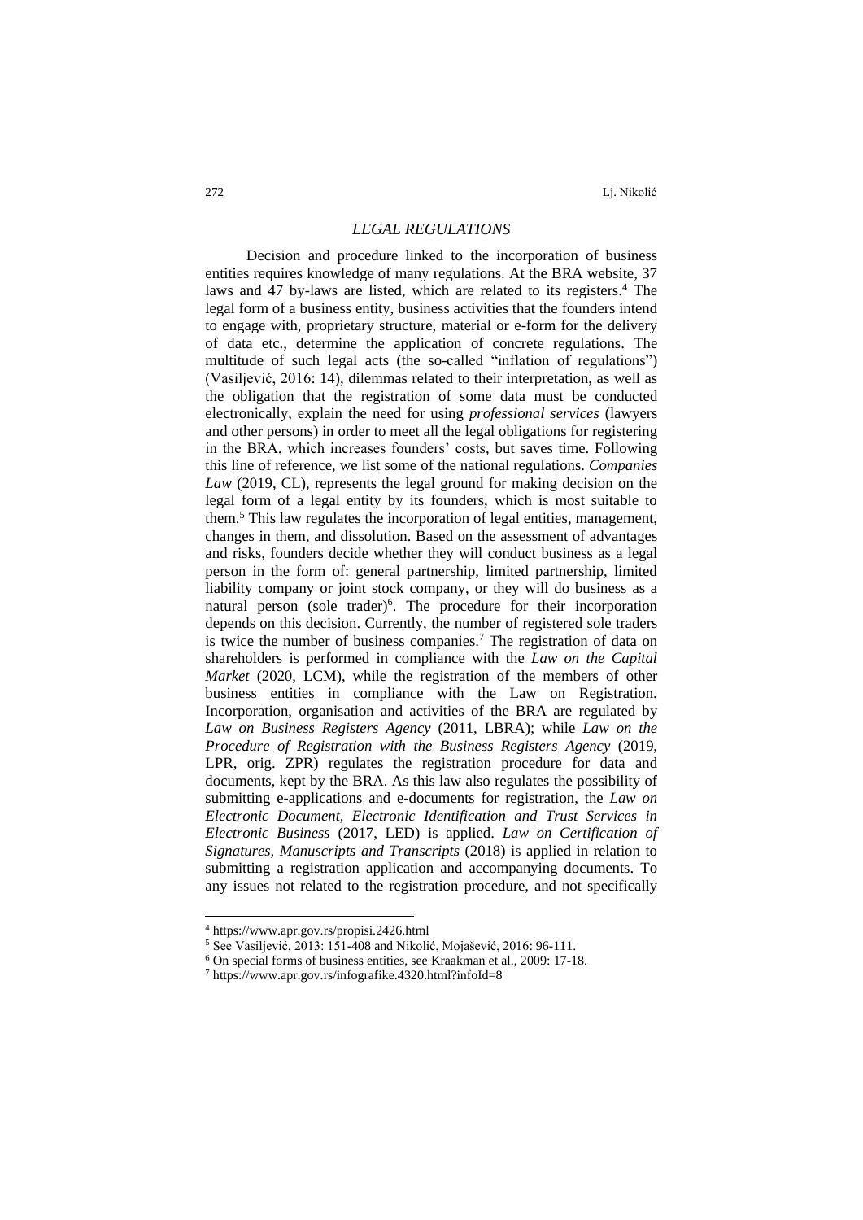## *LEGAL REGULATIONS*

Decision and procedure linked to the incorporation of business entities requires knowledge of many regulations. At the BRA website, 37 laws and 47 by-laws are listed, which are related to its registers.[4] The legal form of a business entity, business activities that the founders intend to engage with, proprietary structure, material or e-form for the delivery of data etc., determine the application of concrete regulations. The multitude of such legal acts (the so-called "inflation of regulations") (Vasiljević, 2016: 14), dilemmas related to their interpretation, as well as the obligation that the registration of some data must be conducted electronically, explain the need for using *professional services* (lawyers and other persons) in order to meet all the legal obligations for registering in the BRA, which increases founders' costs, but saves time. Following this line of reference, we list some of the national regulations. *Companies Law* (2019, CL), represents the legal ground for making decision on the legal form of a legal entity by its founders, which is most suitable to them.[5] This law regulates the incorporation of legal entities, management, changes in them, and dissolution. Based on the assessment of advantages and risks, founders decide whether they will conduct business as a legal person in the form of: general partnership, limited partnership, limited liability company or joint stock company, or they will do business as a natural person (sole trader)[6]. The procedure for their incorporation depends on this decision. Currently, the number of registered sole traders is twice the number of business companies.[7] The registration of data on shareholders is performed in compliance with the *Law on the Capital Market* (2020, LCM), while the registration of the members of other business entities in compliance with the Law on Registration. Incorporation, organisation and activities of the BRA are regulated by *Law on Business Registers Agency* (2011, LBRA); while *Law on the Procedure of Registration with the Business Registers Agency* (2019, LPR, orig. ZPR) regulates the registration procedure for data and documents, kept by the BRA. As this law also regulates the possibility of submitting e-applications and e-documents for registration, the *Law on Electronic Document, Electronic Identification and Trust Services in Electronic Business* (2017, LED) is applied. *Law on Certification of Signatures, Manuscripts and Transcripts* (2018) is applied in relation to submitting a registration application and accompanying documents. To any issues not related to the registration procedure, and not specifically

---

[4] https://www.apr.gov.rs/propisi.2426.html

[5] See Vasiljević, 2013: 151-408 and Nikolić, Mojašević, 2016: 96-111.

[6] On special forms of business entities, see Kraakman et al., 2009: 17-18.

[7] https://www.apr.gov.rs/infografike.4320.html?infoId=8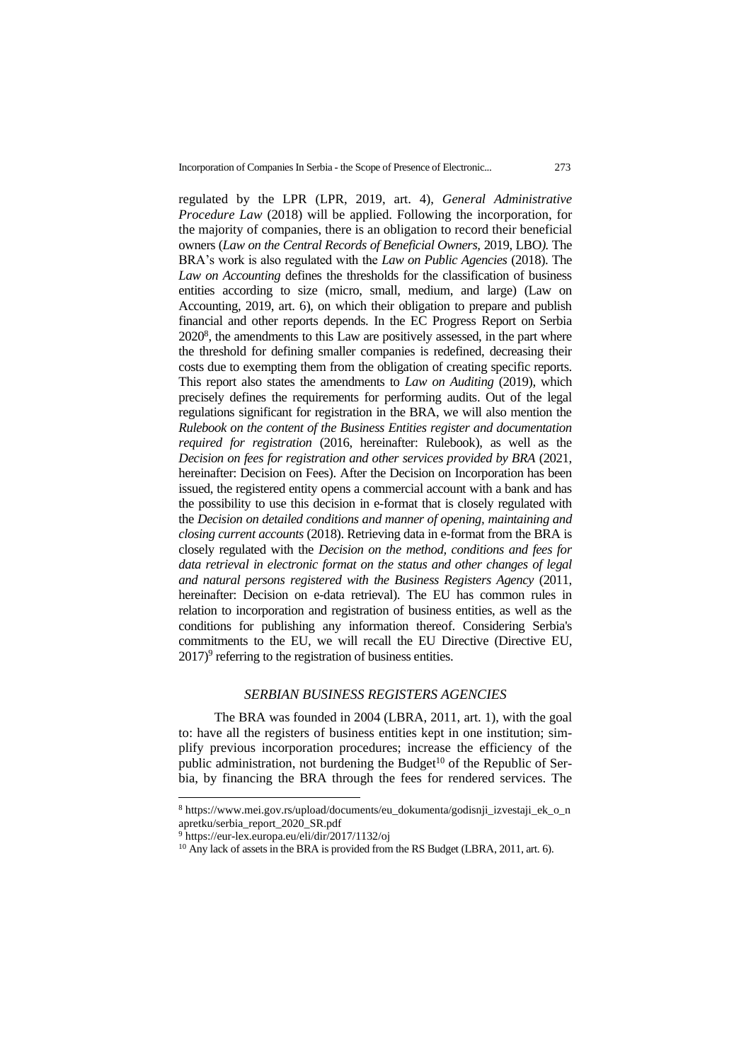regulated by the LPR (LPR, 2019, art. 4), *General Administrative Procedure Law* (2018) will be applied. Following the incorporation, for the majority of companies, there is an obligation to record their beneficial owners (*Law on the Central Records of Beneficial Owners*, 2019, LBO*)*. The BRA's work is also regulated with the *Law on Public Agencies* (2018). The *Law on Accounting* defines the thresholds for the classification of business entities according to size (micro, small, medium, and large) (Law on Accounting, 2019, art. 6), on which their obligation to prepare and publish financial and other reports depends. In the EC Progress Report on Serbia 2020[8], the amendments to this Law are positively assessed, in the part where the threshold for defining smaller companies is redefined, decreasing their costs due to exempting them from the obligation of creating specific reports. This report also states the amendments to *Law on Auditing* (2019), which precisely defines the requirements for performing audits. Out of the legal regulations significant for registration in the BRA, we will also mention the *Rulebook on the content of the Business Entities register and documentation required for registration* (2016, hereinafter: Rulebook), as well as the *Decision on fees for registration and other services provided by BRA* (2021, hereinafter: Decision on Fees). After the Decision on Incorporation has been issued, the registered entity opens a commercial account with a bank and has the possibility to use this decision in e-format that is closely regulated with the *Decision on detailed conditions and manner of opening, maintaining and closing current accounts* (2018). Retrieving data in e-format from the BRA is closely regulated with the *Decision on the method, conditions and fees for data retrieval in electronic format on the status and other changes of legal and natural persons registered with the Business Registers Agency* (2011, hereinafter: Decision on e-data retrieval). The EU has common rules in relation to incorporation and registration of business entities, as well as the conditions for publishing any information thereof. Considering Serbia's commitments to the EU, we will recall the EU Directive (Directive EU, 2017)[9] referring to the registration of business entities.

## *SERBIAN BUSINESS REGISTERS AGENCIES*

The BRA was founded in 2004 (LBRA, 2011, art. 1), with the goal to: have all the registers of business entities kept in one institution; simplify previous incorporation procedures; increase the efficiency of the public administration, not burdening the Budget[10] of the Republic of Serbia, by financing the BRA through the fees for rendered services. The

---

[8] https://www.mei.gov.rs/upload/documents/eu_dokumenta/godisnji_izvestaji_ek_o_napretku/serbia_report_2020_SR.pdf

[9] https://eur-lex.europa.eu/eli/dir/2017/1132/oj

[10] Any lack of assets in the BRA is provided from the RS Budget (LBRA, 2011, art. 6).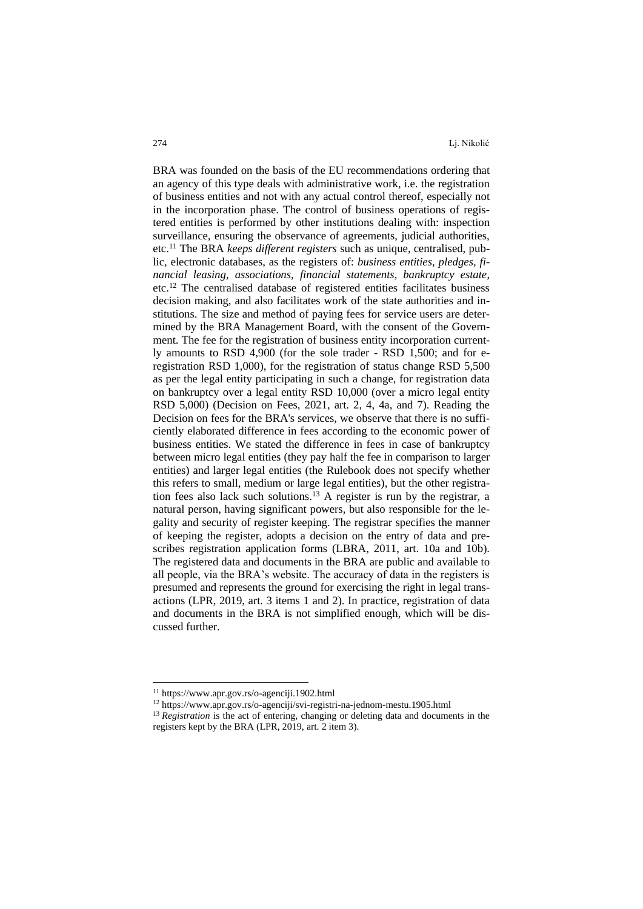BRA was founded on the basis of the EU recommendations ordering that an agency of this type deals with administrative work, i.e. the registration of business entities and not with any actual control thereof, especially not in the incorporation phase. The control of business operations of registered entities is performed by other institutions dealing with: inspection surveillance, ensuring the observance of agreements, judicial authorities, etc.[11] The BRA *keeps different registers* such as unique, centralised, public, electronic databases, as the registers of: *business entities*, *pledges*, *financial leasing*, *associations*, *financial statements*, *bankruptcy estate*, etc.[12] The centralised database of registered entities facilitates business decision making, and also facilitates work of the state authorities and institutions. The size and method of paying fees for service users are determined by the BRA Management Board, with the consent of the Government. The fee for the registration of business entity incorporation currently amounts to RSD 4,900 (for the sole trader - RSD 1,500; and for e-registration RSD 1,000), for the registration of status change RSD 5,500 as per the legal entity participating in such a change, for registration data on bankruptcy over a legal entity RSD 10,000 (over a micro legal entity RSD 5,000) (Decision on Fees, 2021, art. 2, 4, 4a, and 7). Reading the Decision on fees for the BRA's services, we observe that there is no sufficiently elaborated difference in fees according to the economic power of business entities. We stated the difference in fees in case of bankruptcy between micro legal entities (they pay half the fee in comparison to larger entities) and larger legal entities (the Rulebook does not specify whether this refers to small, medium or large legal entities), but the other registration fees also lack such solutions.[13] A register is run by the registrar, a natural person, having significant powers, but also responsible for the legality and security of register keeping. The registrar specifies the manner of keeping the register, adopts a decision on the entry of data and prescribes registration application forms (LBRA, 2011, art. 10a and 10b). The registered data and documents in the BRA are public and available to all people, via the BRA's website. The accuracy of data in the registers is presumed and represents the ground for exercising the right in legal transactions (LPR, 2019, art. 3 items 1 and 2). In practice, registration of data and documents in the BRA is not simplified enough, which will be discussed further.

---

[11] https://www.apr.gov.rs/o-agenciji.1902.html

[12] https://www.apr.gov.rs/o-agenciji/svi-registri-na-jednom-mestu.1905.html

[13] *Registration* is the act of entering, changing or deleting data and documents in the registers kept by the BRA (LPR, 2019, art. 2 item 3).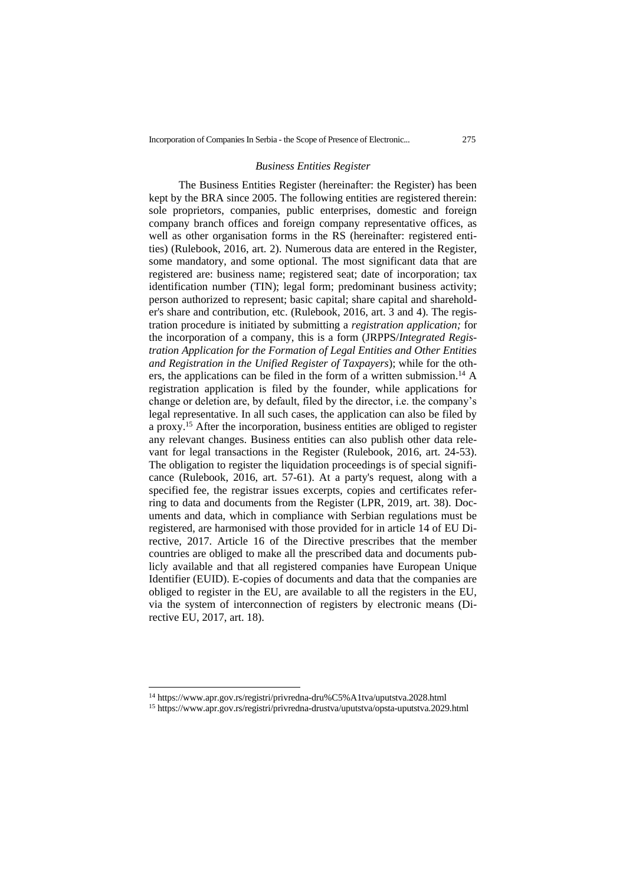### *Business Entities Register*

The Business Entities Register (hereinafter: the Register) has been kept by the BRA since 2005. The following entities are registered therein: sole proprietors, companies, public enterprises, domestic and foreign company branch offices and foreign company representative offices, as well as other organisation forms in the RS (hereinafter: registered entities) (Rulebook, 2016, art. 2). Numerous data are entered in the Register, some mandatory, and some optional. The most significant data that are registered are: business name; registered seat; date of incorporation; tax identification number (TIN); legal form; predominant business activity; person authorized to represent; basic capital; share capital and shareholder's share and contribution, etc. (Rulebook, 2016, art. 3 and 4). The registration procedure is initiated by submitting a *registration application;* for the incorporation of a company, this is a form (JRPPS/*Integrated Registration Application for the Formation of Legal Entities and Other Entities and Registration in the Unified Register of Taxpayers*); while for the others, the applications can be filed in the form of a written submission.[14] A registration application is filed by the founder, while applications for change or deletion are, by default, filed by the director, i.e. the company's legal representative. In all such cases, the application can also be filed by a proxy.[15] After the incorporation, business entities are obliged to register any relevant changes. Business entities can also publish other data relevant for legal transactions in the Register (Rulebook, 2016, art. 24-53). The obligation to register the liquidation proceedings is of special significance (Rulebook, 2016, art. 57-61). At a party's request, along with a specified fee, the registrar issues excerpts, copies and certificates referring to data and documents from the Register (LPR, 2019, art. 38). Documents and data, which in compliance with Serbian regulations must be registered, are harmonised with those provided for in article 14 of EU Directive, 2017. Article 16 of the Directive prescribes that the member countries are obliged to make all the prescribed data and documents publicly available and that all registered companies have European Unique Identifier (EUID). E-copies of documents and data that the companies are obliged to register in the EU, are available to all the registers in the EU, via the system of interconnection of registers by electronic means (Directive EU, 2017, art. 18).

---

[14] https://www.apr.gov.rs/registri/privredna-dru%C5%A1tva/uputstva.2028.html

[15] https://www.apr.gov.rs/registri/privredna-drustva/uputstva/opsta-uputstva.2029.html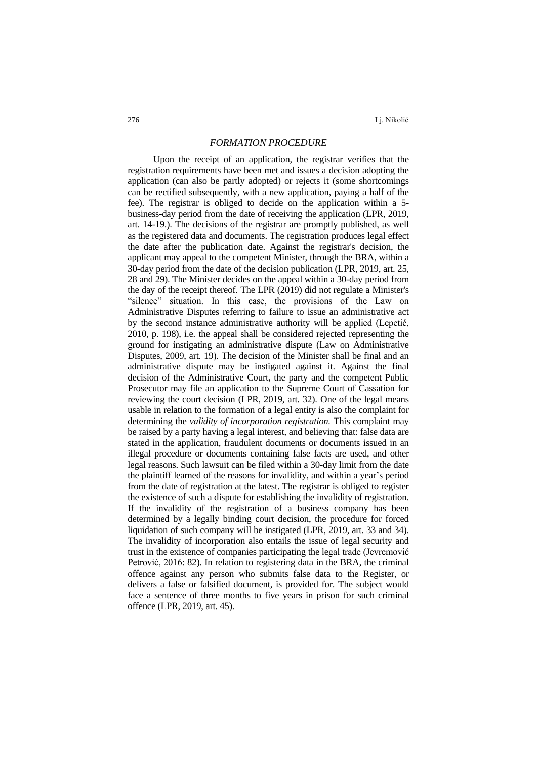## *FORMATION PROCEDURE*

Upon the receipt of an application, the registrar verifies that the registration requirements have been met and issues a decision adopting the application (can also be partly adopted) or rejects it (some shortcomings can be rectified subsequently, with a new application, paying a half of the fee). The registrar is obliged to decide on the application within a 5-business-day period from the date of receiving the application (LPR, 2019, art. 14-19.). The decisions of the registrar are promptly published, as well as the registered data and documents. The registration produces legal effect the date after the publication date. Against the registrar's decision, the applicant may appeal to the competent Minister, through the BRA, within a 30-day period from the date of the decision publication (LPR, 2019, art. 25, 28 and 29). The Minister decides on the appeal within a 30-day period from the day of the receipt thereof. The LPR (2019) did not regulate a Minister's "silence" situation. In this case, the provisions of the Law on Administrative Disputes referring to failure to issue an administrative act by the second instance administrative authority will be applied (Lepetić, 2010, p. 198), i.e. the appeal shall be considered rejected representing the ground for instigating an administrative dispute (Law on Administrative Disputes, 2009, art. 19). The decision of the Minister shall be final and an administrative dispute may be instigated against it. Against the final decision of the Administrative Court, the party and the competent Public Prosecutor may file an application to the Supreme Court of Cassation for reviewing the court decision (LPR, 2019, art. 32). One of the legal means usable in relation to the formation of a legal entity is also the complaint for determining the *validity of incorporation registration.* This complaint may be raised by a party having a legal interest, and believing that: false data are stated in the application, fraudulent documents or documents issued in an illegal procedure or documents containing false facts are used, and other legal reasons. Such lawsuit can be filed within a 30-day limit from the date the plaintiff learned of the reasons for invalidity, and within a year's period from the date of registration at the latest. The registrar is obliged to register the existence of such a dispute for establishing the invalidity of registration. If the invalidity of the registration of a business company has been determined by a legally binding court decision, the procedure for forced liquidation of such company will be instigated (LPR, 2019, art. 33 and 34). The invalidity of incorporation also entails the issue of legal security and trust in the existence of companies participating the legal trade (Jevremović Petrović, 2016: 82). In relation to registering data in the BRA, the criminal offence against any person who submits false data to the Register, or delivers a false or falsified document, is provided for. The subject would face a sentence of three months to five years in prison for such criminal offence (LPR, 2019, art. 45).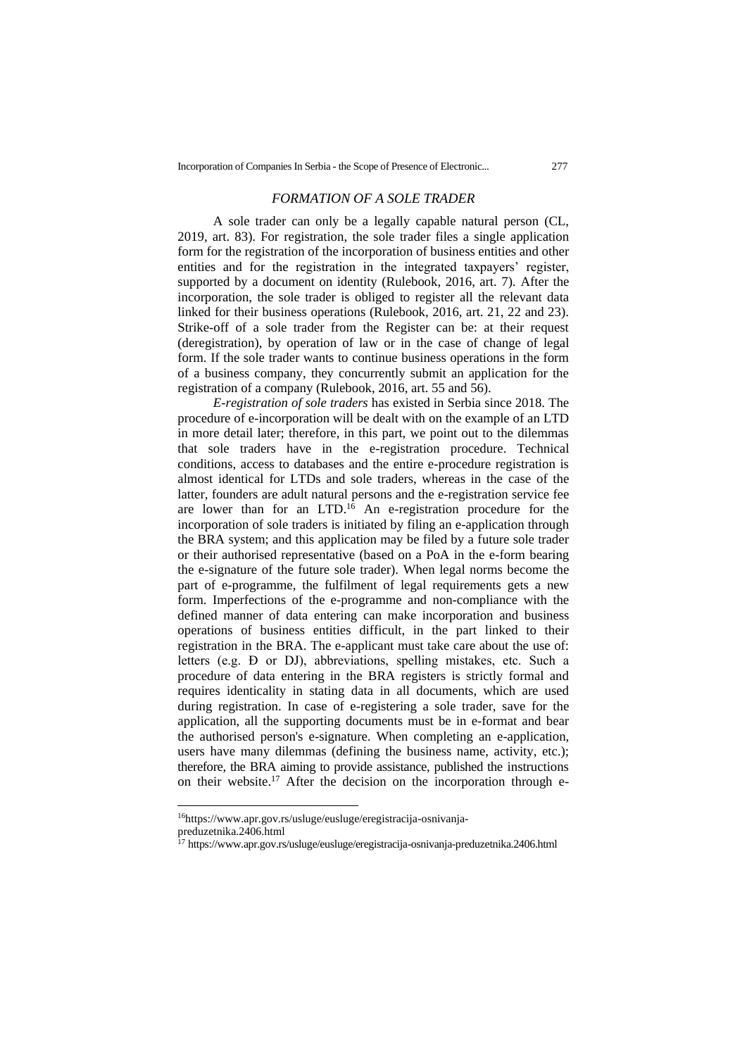## *FORMATION OF A SOLE TRADER*

A sole trader can only be a legally capable natural person (CL, 2019, art. 83). For registration, the sole trader files a single application form for the registration of the incorporation of business entities and other entities and for the registration in the integrated taxpayers' register, supported by a document on identity (Rulebook, 2016, art. 7). After the incorporation, the sole trader is obliged to register all the relevant data linked for their business operations (Rulebook, 2016, art. 21, 22 and 23). Strike-off of a sole trader from the Register can be: at their request (deregistration), by operation of law or in the case of change of legal form. If the sole trader wants to continue business operations in the form of a business company, they concurrently submit an application for the registration of a company (Rulebook, 2016, art. 55 and 56).

*E-registration of sole traders* has existed in Serbia since 2018. The procedure of e-incorporation will be dealt with on the example of an LTD in more detail later; therefore, in this part, we point out to the dilemmas that sole traders have in the e-registration procedure. Technical conditions, access to databases and the entire e-procedure registration is almost identical for LTDs and sole traders, whereas in the case of the latter, founders are adult natural persons and the e-registration service fee are lower than for an LTD.[16] An e-registration procedure for the incorporation of sole traders is initiated by filing an e-application through the BRA system; and this application may be filed by a future sole trader or their authorised representative (based on a PoA in the e-form bearing the e-signature of the future sole trader). When legal norms become the part of e-programme, the fulfilment of legal requirements gets a new form. Imperfections of the e-programme and non-compliance with the defined manner of data entering can make incorporation and business operations of business entities difficult, in the part linked to their registration in the BRA. The e-applicant must take care about the use of: letters (e.g. Đ or DJ), abbreviations, spelling mistakes, etc. Such a procedure of data entering in the BRA registers is strictly formal and requires identicality in stating data in all documents, which are used during registration. In case of e-registering a sole trader, save for the application, all the supporting documents must be in e-format and bear the authorised person's e-signature. When completing an e-application, users have many dilemmas (defining the business name, activity, etc.); therefore, the BRA aiming to provide assistance, published the instructions on their website.[17] After the decision on the incorporation through e-

---

[16] https://www.apr.gov.rs/usluge/eusluge/eregistracija-osnivanja-preduzetnika.2406.html

[17] https://www.apr.gov.rs/usluge/eusluge/eregistracija-osnivanja-preduzetnika.2406.html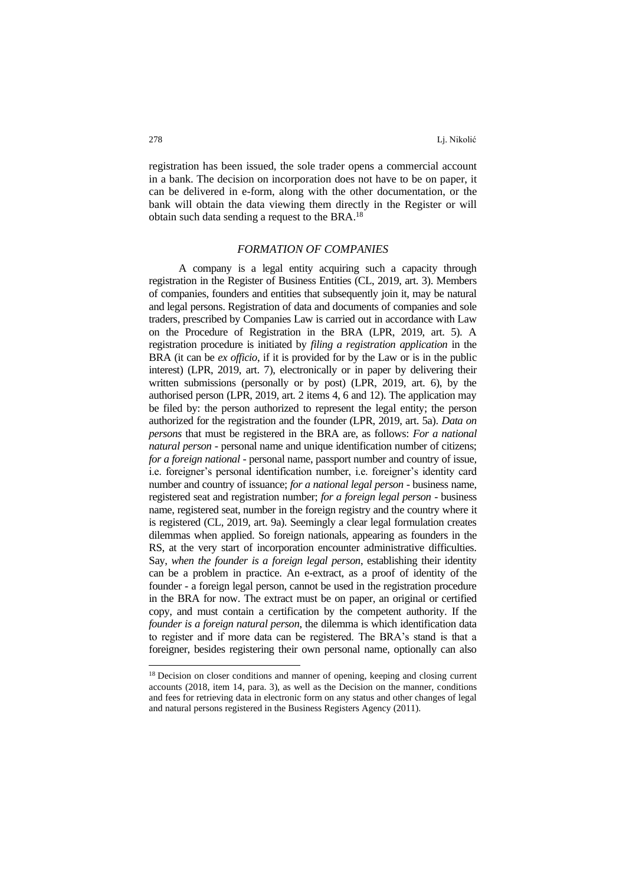registration has been issued, the sole trader opens a commercial account in a bank. The decision on incorporation does not have to be on paper, it can be delivered in e-form, along with the other documentation, or the bank will obtain the data viewing them directly in the Register or will obtain such data sending a request to the BRA.[18]

## *FORMATION OF COMPANIES*

A company is a legal entity acquiring such a capacity through registration in the Register of Business Entities (CL, 2019, art. 3). Members of companies, founders and entities that subsequently join it, may be natural and legal persons. Registration of data and documents of companies and sole traders, prescribed by Companies Law is carried out in accordance with Law on the Procedure of Registration in the BRA (LPR, 2019, art. 5). A registration procedure is initiated by *filing a registration application* in the BRA (it can be *ex officio*, if it is provided for by the Law or is in the public interest) (LPR, 2019, art. 7), electronically or in paper by delivering their written submissions (personally or by post) (LPR, 2019, art. 6), by the authorised person (LPR, 2019, art. 2 items 4, 6 and 12). The application may be filed by: the person authorized to represent the legal entity; the person authorized for the registration and the founder (LPR, 2019, art. 5a). *Data on persons* that must be registered in the BRA are, as follows: *For a national natural person* - personal name and unique identification number of citizens; *for a foreign national* - personal name, passport number and country of issue, i.e. foreigner's personal identification number, i.e. foreigner's identity card number and country of issuance; *for a national legal person* - business name, registered seat and registration number; *for a foreign legal person* - business name, registered seat, number in the foreign registry and the country where it is registered (CL, 2019, art. 9a). Seemingly a clear legal formulation creates dilemmas when applied. So foreign nationals, appearing as founders in the RS, at the very start of incorporation encounter administrative difficulties. Say, *when the founder is a foreign legal person*, establishing their identity can be a problem in practice. An e-extract, as a proof of identity of the founder - a foreign legal person, cannot be used in the registration procedure in the BRA for now. The extract must be on paper, an original or certified copy, and must contain a certification by the competent authority. If the *founder is a foreign natural person*, the dilemma is which identification data to register and if more data can be registered. The BRA's stand is that a foreigner, besides registering their own personal name, optionally can also

---

[18] Decision on closer conditions and manner of opening, keeping and closing current accounts (2018, item 14, para. 3), as well as the Decision on the manner, conditions and fees for retrieving data in electronic form on any status and other changes of legal and natural persons registered in the Business Registers Agency (2011).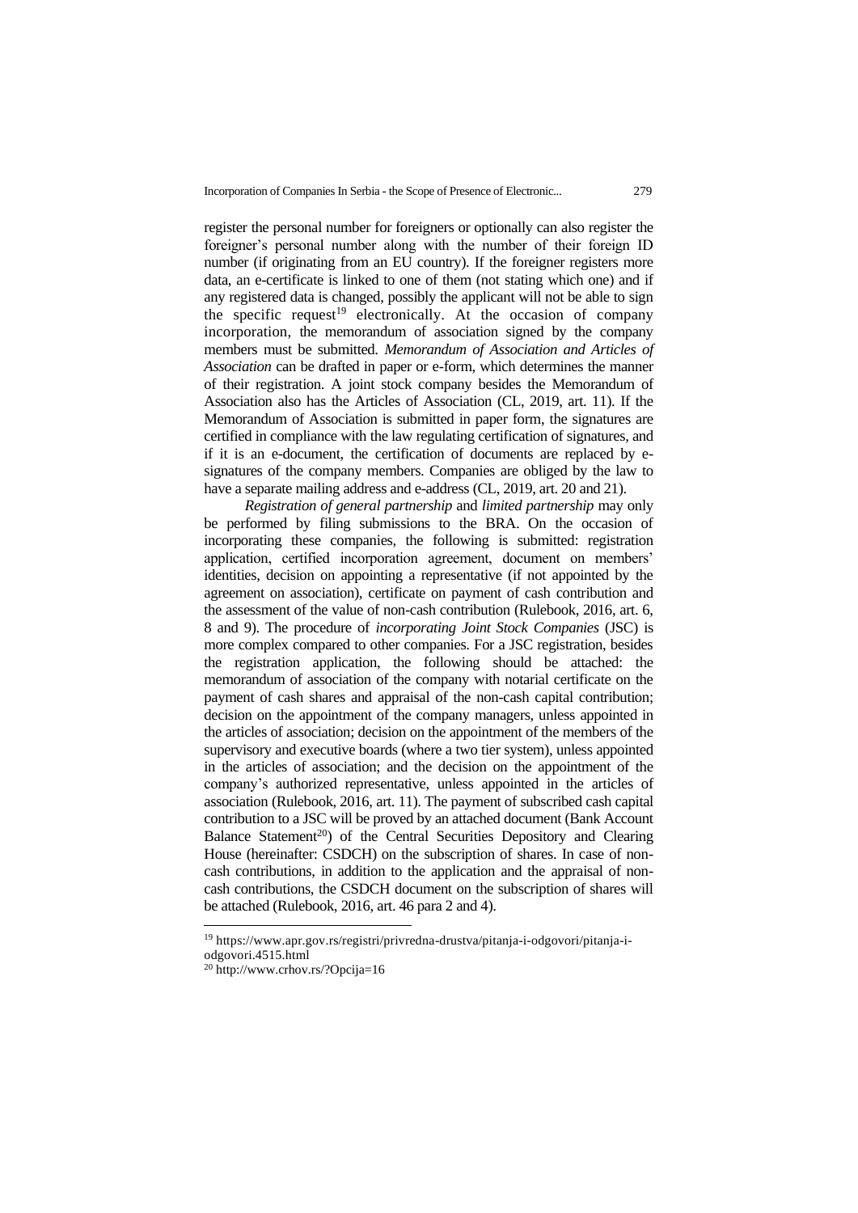register the personal number for foreigners or optionally can also register the foreigner's personal number along with the number of their foreign ID number (if originating from an EU country). If the foreigner registers more data, an e-certificate is linked to one of them (not stating which one) and if any registered data is changed, possibly the applicant will not be able to sign the specific request[19] electronically. At the occasion of company incorporation, the memorandum of association signed by the company members must be submitted. *Memorandum of Association and Articles of Association* can be drafted in paper or e-form, which determines the manner of their registration. A joint stock company besides the Memorandum of Association also has the Articles of Association (CL, 2019, art. 11). If the Memorandum of Association is submitted in paper form, the signatures are certified in compliance with the law regulating certification of signatures, and if it is an e-document, the certification of documents are replaced by e-signatures of the company members. Companies are obliged by the law to have a separate mailing address and e-address (CL, 2019, art. 20 and 21).

*Registration of general partnership* and *limited partnership* may only be performed by filing submissions to the BRA. On the occasion of incorporating these companies, the following is submitted: registration application, certified incorporation agreement, document on members' identities, decision on appointing a representative (if not appointed by the agreement on association), certificate on payment of cash contribution and the assessment of the value of non-cash contribution (Rulebook, 2016, art. 6, 8 and 9). The procedure of *incorporating Joint Stock Companies* (JSC) is more complex compared to other companies. For a JSC registration, besides the registration application, the following should be attached: the memorandum of association of the company with notarial certificate on the payment of cash shares and appraisal of the non-cash capital contribution; decision on the appointment of the company managers, unless appointed in the articles of association; decision on the appointment of the members of the supervisory and executive boards (where a two tier system), unless appointed in the articles of association; and the decision on the appointment of the company's authorized representative, unless appointed in the articles of association (Rulebook, 2016, art. 11). The payment of subscribed cash capital contribution to a JSC will be proved by an attached document (Bank Account Balance Statement[20]) of the Central Securities Depository and Clearing House (hereinafter: CSDCH) on the subscription of shares. In case of non-cash contributions, in addition to the application and the appraisal of non-cash contributions, the CSDCH document on the subscription of shares will be attached (Rulebook, 2016, art. 46 para 2 and 4).

---

[19] https://www.apr.gov.rs/registri/privredna-drustva/pitanja-i-odgovori/pitanja-i-odgovori.4515.html

[20] http://www.crhov.rs/?Opcija=16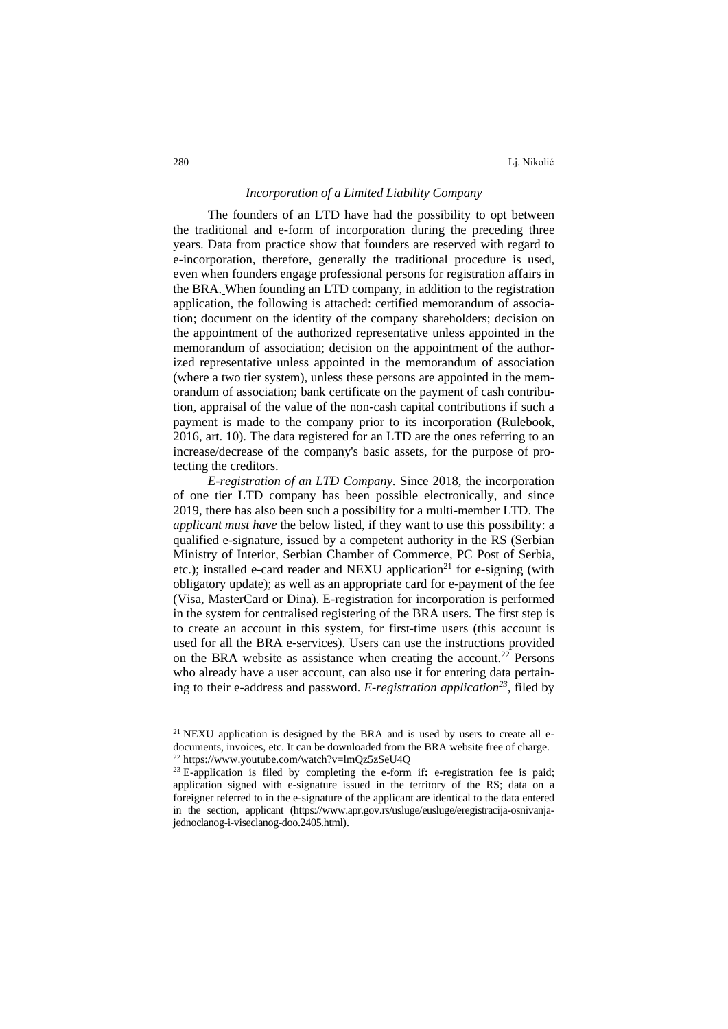*Incorporation of a Limited Liability Company*

The founders of an LTD have had the possibility to opt between the traditional and e-form of incorporation during the preceding three years. Data from practice show that founders are reserved with regard to e-incorporation, therefore, generally the traditional procedure is used, even when founders engage professional persons for registration affairs in the BRA. When founding an LTD company, in addition to the registration application, the following is attached: certified memorandum of association; document on the identity of the company shareholders; decision on the appointment of the authorized representative unless appointed in the memorandum of association; decision on the appointment of the authorized representative unless appointed in the memorandum of association (where a two tier system), unless these persons are appointed in the memorandum of association; bank certificate on the payment of cash contribution, appraisal of the value of the non-cash capital contributions if such a payment is made to the company prior to its incorporation (Rulebook, 2016, art. 10). The data registered for an LTD are the ones referring to an increase/decrease of the company's basic assets, for the purpose of protecting the creditors.

*E-registration of an LTD Company*. Since 2018, the incorporation of one tier LTD company has been possible electronically, and since 2019, there has also been such a possibility for a multi-member LTD. The *applicant must have* the below listed, if they want to use this possibility: a qualified e-signature, issued by a competent authority in the RS (Serbian Ministry of Interior, Serbian Chamber of Commerce, PC Post of Serbia, etc.); installed e-card reader and NEXU application[21] for e-signing (with obligatory update); as well as an appropriate card for e-payment of the fee (Visa, MasterCard or Dina). E-registration for incorporation is performed in the system for centralised registering of the BRA users. The first step is to create an account in this system, for first-time users (this account is used for all the BRA e-services). Users can use the instructions provided on the BRA website as assistance when creating the account.[22] Persons who already have a user account, can also use it for entering data pertaining to their e-address and password. *E-registration application[23]*, filed by

---

[21] NEXU application is designed by the BRA and is used by users to create all e-documents, invoices, etc. It can be downloaded from the BRA website free of charge.

[22] https://www.youtube.com/watch?v=lmQz5zSeU4Q

[23] E-application is filed by completing the e-form if**:** e-registration fee is paid; application signed with e-signature issued in the territory of the RS; data on a foreigner referred to in the e-signature of the applicant are identical to the data entered in the section, applicant (https://www.apr.gov.rs/usluge/eusluge/eregistracija-osnivanja-jednoclanog-i-viseclanog-doo.2405.html).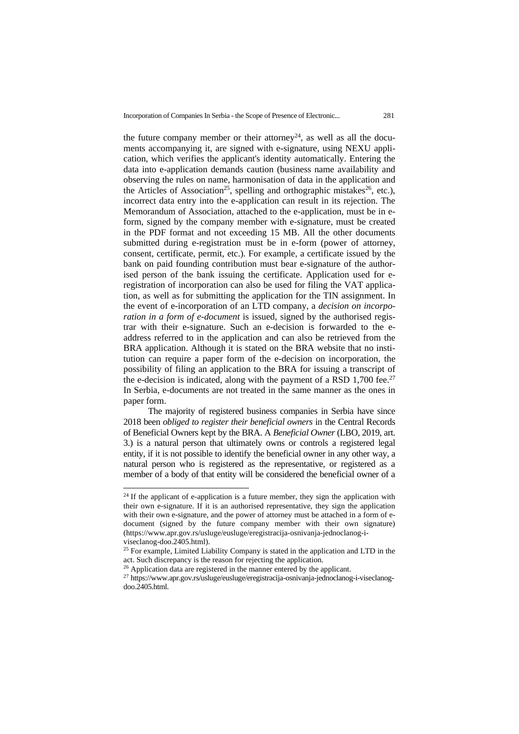the future company member or their attorney[24], as well as all the documents accompanying it, are signed with e-signature, using NEXU application, which verifies the applicant's identity automatically. Entering the data into e-application demands caution (business name availability and observing the rules on name, harmonisation of data in the application and the Articles of Association[25], spelling and orthographic mistakes[26], etc.), incorrect data entry into the e-application can result in its rejection. The Memorandum of Association, attached to the e-application, must be in e-form, signed by the company member with e-signature, must be created in the PDF format and not exceeding 15 MB. All the other documents submitted during e-registration must be in e-form (power of attorney, consent, certificate, permit, etc.). For example, a certificate issued by the bank on paid founding contribution must bear e-signature of the authorised person of the bank issuing the certificate. Application used for e-registration of incorporation can also be used for filing the VAT application, as well as for submitting the application for the TIN assignment. In the event of e-incorporation of an LTD company, a *decision on incorporation in a form of e-document* is issued, signed by the authorised registrar with their e-signature. Such an e-decision is forwarded to the e-address referred to in the application and can also be retrieved from the BRA application. Although it is stated on the BRA website that no institution can require a paper form of the e-decision on incorporation, the possibility of filing an application to the BRA for issuing a transcript of the e-decision is indicated, along with the payment of a RSD 1,700 fee.[27] In Serbia, e-documents are not treated in the same manner as the ones in paper form.

The majority of registered business companies in Serbia have since 2018 been *obliged to register their beneficial owners* in the Central Records of Beneficial Owners kept by the BRA. A *Beneficial Owner* (LBO, 2019, art. 3.) is a natural person that ultimately owns or controls a registered legal entity, if it is not possible to identify the beneficial owner in any other way, a natural person who is registered as the representative, or registered as a member of a body of that entity will be considered the beneficial owner of a

---

[24] If the applicant of e-application is a future member, they sign the application with their own e-signature. If it is an authorised representative, they sign the application with their own e-signature, and the power of attorney must be attached in a form of e-document (signed by the future company member with their own signature) (https://www.apr.gov.rs/usluge/eusluge/eregistracija-osnivanja-jednoclanog-i-viseclanog-doo.2405.html).

[25] For example, Limited Liability Company is stated in the application and LTD in the act. Such discrepancy is the reason for rejecting the application.

[26] Application data are registered in the manner entered by the applicant.

[27] https://www.apr.gov.rs/usluge/eusluge/eregistracija-osnivanja-jednoclanog-i-viseclanog-doo.2405.html.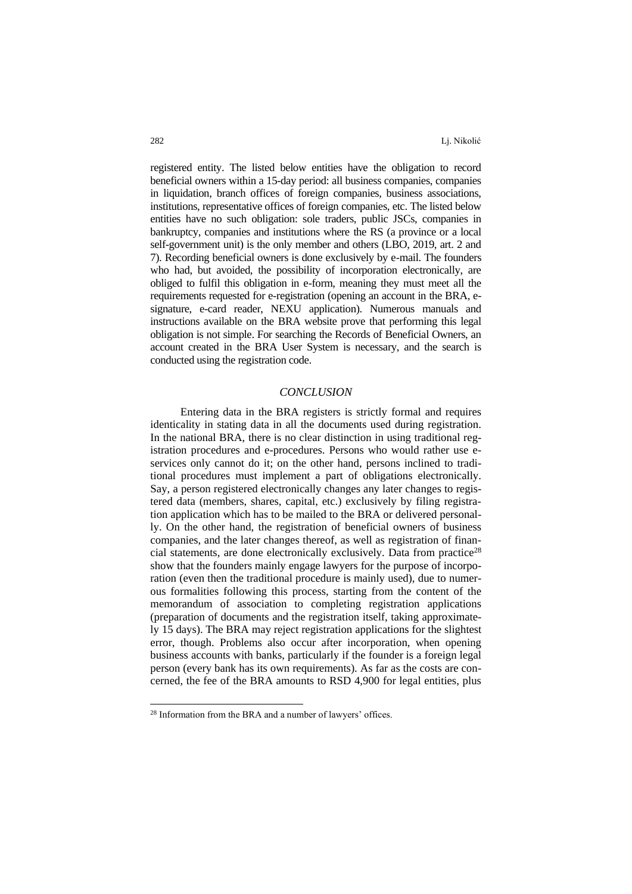registered entity. The listed below entities have the obligation to record beneficial owners within a 15-day period: all business companies, companies in liquidation, branch offices of foreign companies, business associations, institutions, representative offices of foreign companies, etc. The listed below entities have no such obligation: sole traders, public JSCs, companies in bankruptcy, companies and institutions where the RS (a province or a local self-government unit) is the only member and others (LBO, 2019, art. 2 and 7). Recording beneficial owners is done exclusively by e-mail. The founders who had, but avoided, the possibility of incorporation electronically, are obliged to fulfil this obligation in e-form, meaning they must meet all the requirements requested for e-registration (opening an account in the BRA, e-signature, e-card reader, NEXU application). Numerous manuals and instructions available on the BRA website prove that performing this legal obligation is not simple. For searching the Records of Beneficial Owners, an account created in the BRA User System is necessary, and the search is conducted using the registration code.

## *CONCLUSION*

Entering data in the BRA registers is strictly formal and requires identicality in stating data in all the documents used during registration. In the national BRA, there is no clear distinction in using traditional registration procedures and e-procedures. Persons who would rather use e-services only cannot do it; on the other hand, persons inclined to traditional procedures must implement a part of obligations electronically. Say, a person registered electronically changes any later changes to registered data (members, shares, capital, etc.) exclusively by filing registration application which has to be mailed to the BRA or delivered personally. On the other hand, the registration of beneficial owners of business companies, and the later changes thereof, as well as registration of financial statements, are done electronically exclusively. Data from practice[28] show that the founders mainly engage lawyers for the purpose of incorporation (even then the traditional procedure is mainly used), due to numerous formalities following this process, starting from the content of the memorandum of association to completing registration applications (preparation of documents and the registration itself, taking approximately 15 days). The BRA may reject registration applications for the slightest error, though. Problems also occur after incorporation, when opening business accounts with banks, particularly if the founder is a foreign legal person (every bank has its own requirements). As far as the costs are concerned, the fee of the BRA amounts to RSD 4,900 for legal entities, plus

---

[28] Information from the BRA and a number of lawyers' offices.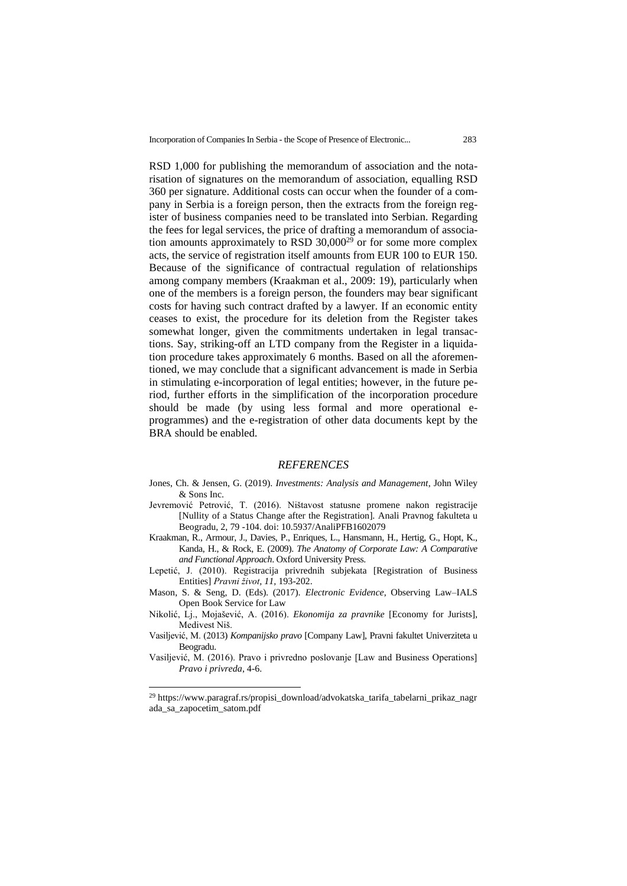RSD 1,000 for publishing the memorandum of association and the notarisation of signatures on the memorandum of association, equalling RSD 360 per signature. Additional costs can occur when the founder of a company in Serbia is a foreign person, then the extracts from the foreign register of business companies need to be translated into Serbian. Regarding the fees for legal services, the price of drafting a memorandum of association amounts approximately to RSD 30,000[29] or for some more complex acts, the service of registration itself amounts from EUR 100 to EUR 150. Because of the significance of contractual regulation of relationships among company members (Kraakman et al., 2009: 19), particularly when one of the members is a foreign person, the founders may bear significant costs for having such contract drafted by a lawyer. If an economic entity ceases to exist, the procedure for its deletion from the Register takes somewhat longer, given the commitments undertaken in legal transactions. Say, striking-off an LTD company from the Register in a liquidation procedure takes approximately 6 months. Based on all the aforementioned, we may conclude that a significant advancement is made in Serbia in stimulating e-incorporation of legal entities; however, in the future period, further efforts in the simplification of the incorporation procedure should be made (by using less formal and more operational e-programmes) and the e-registration of other data documents kept by the BRA should be enabled.

## *REFERENCES*

Jones, Ch. & Jensen, G. (2019). *Investments: Analysis and Management*, John Wiley & Sons Inc.

Jevremović Petrović, T. (2016). Ništavost statusne promene nakon registracije [Nullity of a Status Change after the Registration]. Anali Pravnog fakulteta u Beogradu, 2, 79 -104. doi: 10.5937/AnaliPFB1602079

Kraakman, R., Armour, J., Davies, P., Enriques, L., Hansmann, H., Hertig, G., Hopt, K., Kanda, H., & Rock, E. (2009). *The Anatomy of Corporate Law: A Comparative and Functional Approach*. Oxford University Press.

Lepetić, J. (2010). Registracija privrednih subjekata [Registration of Business Entities] *Pravni život, 11,* 193-202.

Mason, S. & Seng, D. (Eds). (2017). *Electronic Evidence*, Observing Law–IALS Open Book Service for Law

Nikolić, Lj., Mojašević, A. (2016). *Ekonomija za pravnike* [Economy for Jurists], Medivest Niš.

Vasiljević, M. (2013) *Kompanijsko pravo* [Company Law], Pravni fakultet Univerziteta u Beogradu.

Vasiljević, M. (2016). Pravo i privredno poslovanje [Law and Business Operations] *Pravo i privreda*, 4-6.

---

[29] https://www.paragraf.rs/propisi_download/advokatska_tarifa_tabelarni_prikaz_nagrada_sa_zapocetim_satom.pdf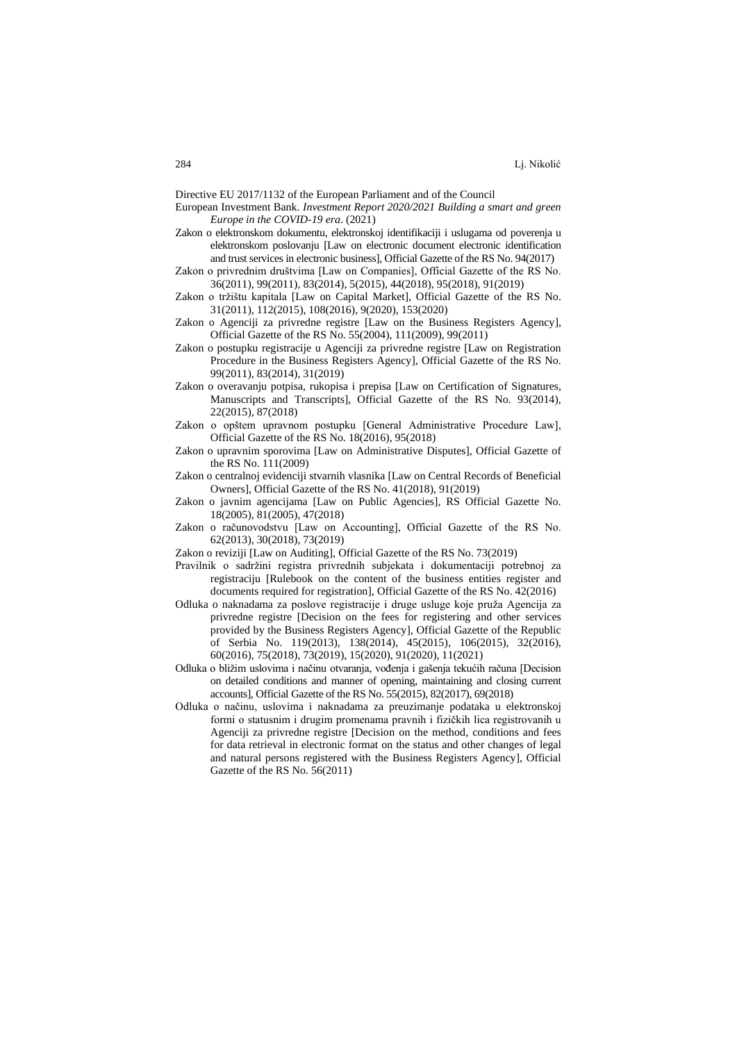Directive EU 2017/1132 of the European Parliament and of the Council

European Investment Bank. *Investment Report 2020/2021 Building a smart and green Europe in the COVID-19 era*. (2021)

Zakon o elektronskom dokumentu, elektronskoj identifikaciji i uslugama od poverenja u elektronskom poslovanju [Law on electronic document electronic identification and trust services in electronic business], Official Gazette of the RS No. 94(2017)

Zakon o privrednim društvima [Law on Companies], Official Gazette of the RS No. 36(2011), 99(2011), 83(2014), 5(2015), 44(2018), 95(2018), 91(2019)

Zakon o tržištu kapitala [Law on Capital Market], Official Gazette of the RS No. 31(2011), 112(2015), 108(2016), 9(2020), 153(2020)

Zakon o Agenciji za privredne registre [Law on the Business Registers Agency], Official Gazette of the RS No. 55(2004), 111(2009), 99(2011)

Zakon o postupku registracije u Agenciji za privredne registre [Law on Registration Procedure in the Business Registers Agency], Official Gazette of the RS No. 99(2011), 83(2014), 31(2019)

Zakon o overavanju potpisa, rukopisa i prepisa [Law on Certification of Signatures, Manuscripts and Transcripts], Official Gazette of the RS No. 93(2014), 22(2015), 87(2018)

Zakon o opštem upravnom postupku [General Administrative Procedure Law], Official Gazette of the RS No. 18(2016), 95(2018)

Zakon o upravnim sporovima [Law on Administrative Disputes], Official Gazette of the RS No. 111(2009)

Zakon o centralnoj evidenciji stvarnih vlasnika [Law on Central Records of Beneficial Owners], Official Gazette of the RS No. 41(2018), 91(2019)

Zakon o javnim agencijama [Law on Public Agencies], RS Official Gazette No. 18(2005), 81(2005), 47(2018)

Zakon o računovodstvu [Law on Accounting], Official Gazette of the RS No. 62(2013), 30(2018), 73(2019)

Zakon o reviziji [Law on Auditing], Official Gazette of the RS No. 73(2019)

Pravilnik o sadržini registra privrednih subjekata i dokumentaciji potrebnoj za registraciju [Rulebook on the content of the business entities register and documents required for registration], Official Gazette of the RS No. 42(2016)

Odluka o naknadama za poslove registracije i druge usluge koje pruža Agencija za privredne registre [Decision on the fees for registering and other services provided by the Business Registers Agency], Official Gazette of the Republic of Serbia No. 119(2013), 138(2014), 45(2015), 106(2015), 32(2016), 60(2016), 75(2018), 73(2019), 15(2020), 91(2020), 11(2021)

Odluka o bližim uslovima i načinu otvaranja, vođenja i gašenja tekućih računa [Decision on detailed conditions and manner of opening, maintaining and closing current accounts], Official Gazette of the RS No. 55(2015), 82(2017), 69(2018)

Odluka o načinu, uslovima i naknadama za preuzimanje podataka u elektronskoj formi o statusnim i drugim promenama pravnih i fizičkih lica registrovanih u Agenciji za privredne registre [Decision on the method, conditions and fees for data retrieval in electronic format on the status and other changes of legal and natural persons registered with the Business Registers Agency], Official Gazette of the RS No. 56(2011)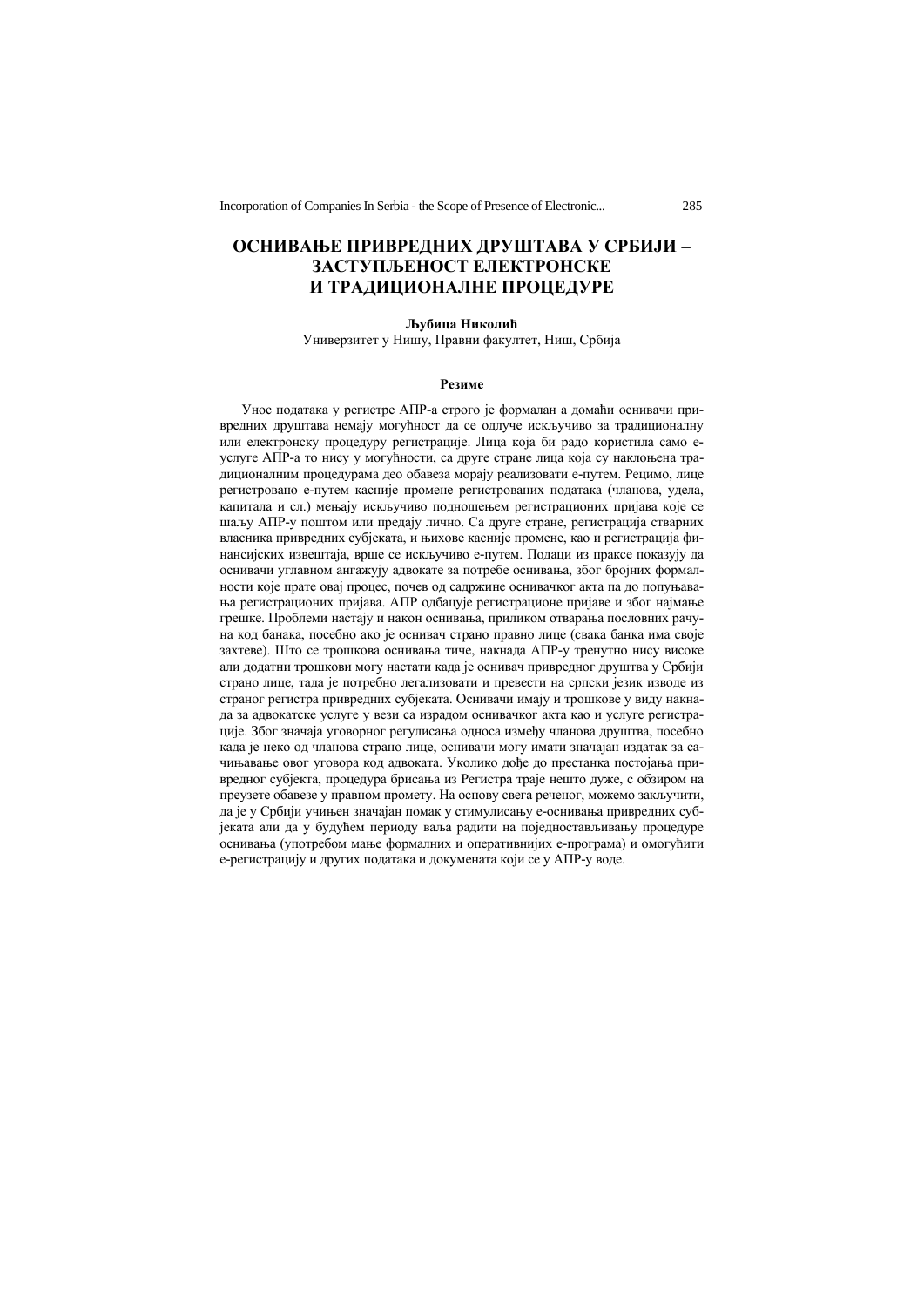# ОСНИВАЊЕ ПРИВРЕДНИХ ДРУШТАВА У СРБИЈИ – ЗАСТУПЉЕНОСТ ЕЛЕКТРОНСКЕ И ТРАДИЦИОНАЛНЕ ПРОЦЕДУРЕ

**Љубица Николић**

Универзитет у Нишу, Правни факултет, Ниш, Србија

**Резиме**

Унос података у регистре АПР-а строго је формалан а домаћи оснивачи привредних друштава немају могућност да се одлуче искључиво за традиционалну или електронску процедуру регистрације. Лица која би радо користила само е-услуге АПР-а то нису у могућности, са друге стране лица која су наклоњена традиционалним процедурама део обавеза морају реализовати е-путем. Рецимо, лице регистровано е-путем касније промене регистрованих података (чланова, удела, капитала и сл.) мењају искључиво подношењем регистрационих пријава које се шаљу АПР-у поштом или предају лично. Са друге стране, регистрација стварних власника привредних субјеката, и њихове касније промене, као и регистрација финансијских извештаја, врше се искључиво е-путем. Подаци из праксе показују да оснивачи углавном ангажују адвокате за потребе оснивања, због бројних формалности које прате овај процес, почев од садржине оснивачког акта па до попуњавања регистрационих пријава. АПР одбацује регистрационе пријаве и због најмање грешке. Проблеми настају и након оснивања, приликом отварања пословних рачуна код банака, посебно ако је оснивач страно правно лице (свака банка има своје захтеве). Што се трошкова оснивања тиче, накнада АПР-у тренутно нису високе али додатни трошкови могу настати када је оснивач привредног друштва у Србији страно лице, тада је потребно легализовати и превести на српски језик изводе из страног регистра привредних субјеката. Оснивачи имају и трошкове у виду накнада за адвокатске услуге у вези са израдом оснивачког акта као и услуге регистрације. Због значаја уговорног регулисања односа између чланова друштва, посебно када је неко од чланова страно лице, оснивачи могу имати значајан издатак за сачињавање овог уговора код адвоката. Уколико дође до престанка постојања привредног субјекта, процедура брисања из Регистра траје нешто дуже, с обзиром на преузете обавезе у правном промету. На основу свега реченог, можемо закључити, да је у Србији учињен значајан помак у стимулисању е-оснивања привредних субјеката али да у будућем периоду ваља радити на поједностављивању процедуре оснивања (употребом мање формалних и оперативнијих е-програма) и омогућити е-регистрацију и других података и докумената који се у АПР-у воде.